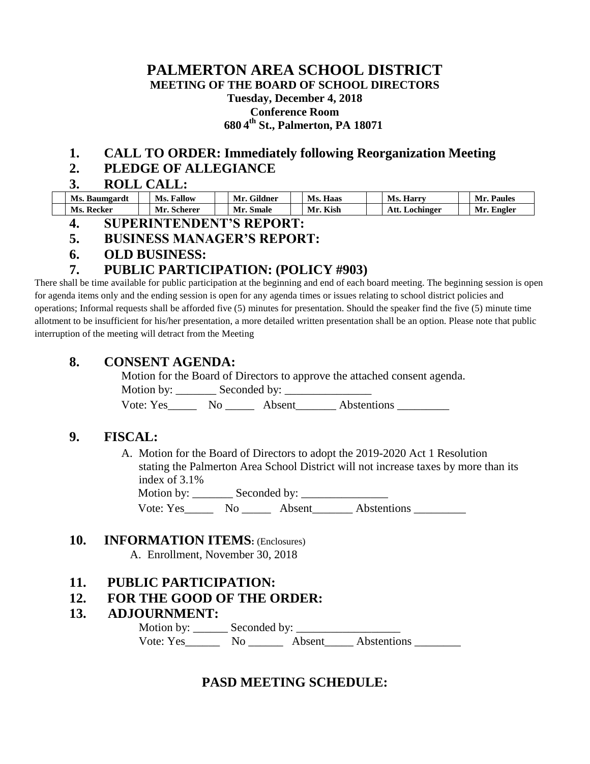# PALMERTON AREA SCHOOL DISTRICT

**MEETING OF THE BOARD OF SCHOOL DIRECTORS**

**Tuesday, December 4, 2018**

**Conference Room**

**680 4th St., Palmerton, PA 18071**

## 1. CALL TO ORDER: Immediately following Reorganization Meeting

## 2. PLEDGE OF ALLEGIANCE

## 3. ROLL CALL:

| | | | | | | | | | | | |
|---|---|---|---|---|---|---|---|---|---|---|---|
| | Ms. Baumgardt | | Ms. Fallow | | Mr. Gildner | | Ms. Haas | | Ms. Harry | | Mr. Paules |
| | Ms. Recker | | Mr. Scherer | | Mr. Smale | | Mr. Kish | | Att. Lochinger | | Mr. Engler |

## 4. SUPERINTENDENT'S REPORT:

## 5. BUSINESS MANAGER'S REPORT:

## 6. OLD BUSINESS:

## 7. PUBLIC PARTICIPATION: (POLICY #903)

There shall be time available for public participation at the beginning and end of each board meeting. The beginning session is open for agenda items only and the ending session is open for any agenda times or issues relating to school district policies and operations; Informal requests shall be afforded five (5) minutes for presentation. Should the speaker find the five (5) minute time allotment to be insufficient for his/her presentation, a more detailed written presentation shall be an option. Please note that public interruption of the meeting will detract from the Meeting

## 8. CONSENT AGENDA:

Motion for the Board of Directors to approve the attached consent agenda.

Motion by: _______ Seconded by: _______________

Vote: Yes_____ No _____ Absent_______ Abstentions _________

## 9. FISCAL:

A. Motion for the Board of Directors to adopt the 2019-2020 Act 1 Resolution stating the Palmerton Area School District will not increase taxes by more than its index of 3.1%

Motion by: _______ Seconded by: _______________

Vote: Yes_____ No _____ Absent_______ Abstentions _________

## 10. INFORMATION ITEMS: (Enclosures)

A. Enrollment, November 30, 2018

## 11. PUBLIC PARTICIPATION:

## 12. FOR THE GOOD OF THE ORDER:

## 13. ADJOURNMENT:

Motion by: ______ Seconded by: __________________

Vote: Yes______ No ______ Absent_____ Abstentions ________

## PASD MEETING SCHEDULE: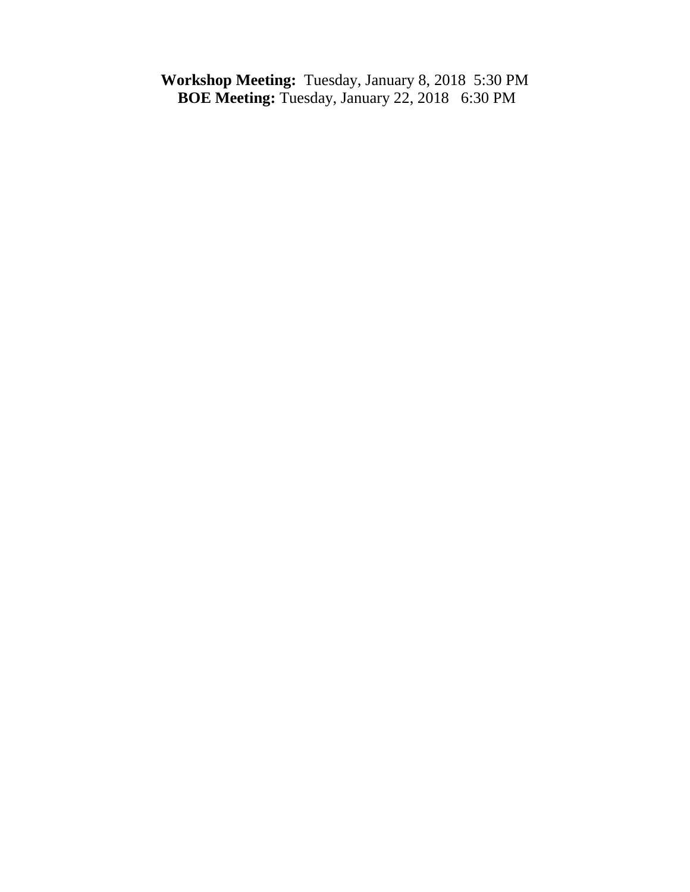**Workshop Meeting:** Tuesday, January 8, 2018 5:30 PM

**BOE Meeting:** Tuesday, January 22, 2018 6:30 PM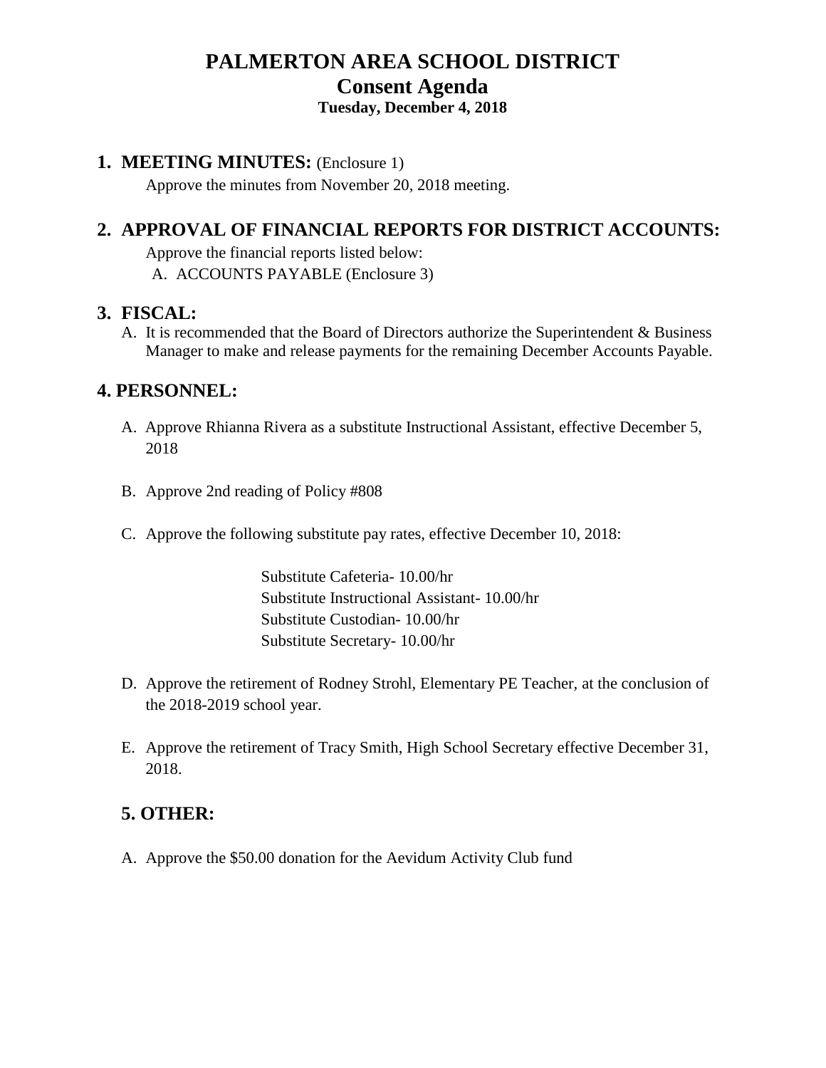# PALMERTON AREA SCHOOL DISTRICT

## Consent Agenda

**Tuesday, December 4, 2018**

## 1. MEETING MINUTES: (Enclosure 1)

Approve the minutes from November 20, 2018 meeting.

## 2. APPROVAL OF FINANCIAL REPORTS FOR DISTRICT ACCOUNTS:

Approve the financial reports listed below:

A. ACCOUNTS PAYABLE (Enclosure 3)

## 3. FISCAL:

A. It is recommended that the Board of Directors authorize the Superintendent & Business Manager to make and release payments for the remaining December Accounts Payable.

## 4. PERSONNEL:

A. Approve Rhianna Rivera as a substitute Instructional Assistant, effective December 5, 2018

B. Approve 2nd reading of Policy #808

C. Approve the following substitute pay rates, effective December 10, 2018:

Substitute Cafeteria- 10.00/hr
Substitute Instructional Assistant- 10.00/hr
Substitute Custodian- 10.00/hr
Substitute Secretary- 10.00/hr

D. Approve the retirement of Rodney Strohl, Elementary PE Teacher, at the conclusion of the 2018-2019 school year.

E. Approve the retirement of Tracy Smith, High School Secretary effective December 31, 2018.

## 5. OTHER:

A. Approve the $50.00 donation for the Aevidum Activity Club fund